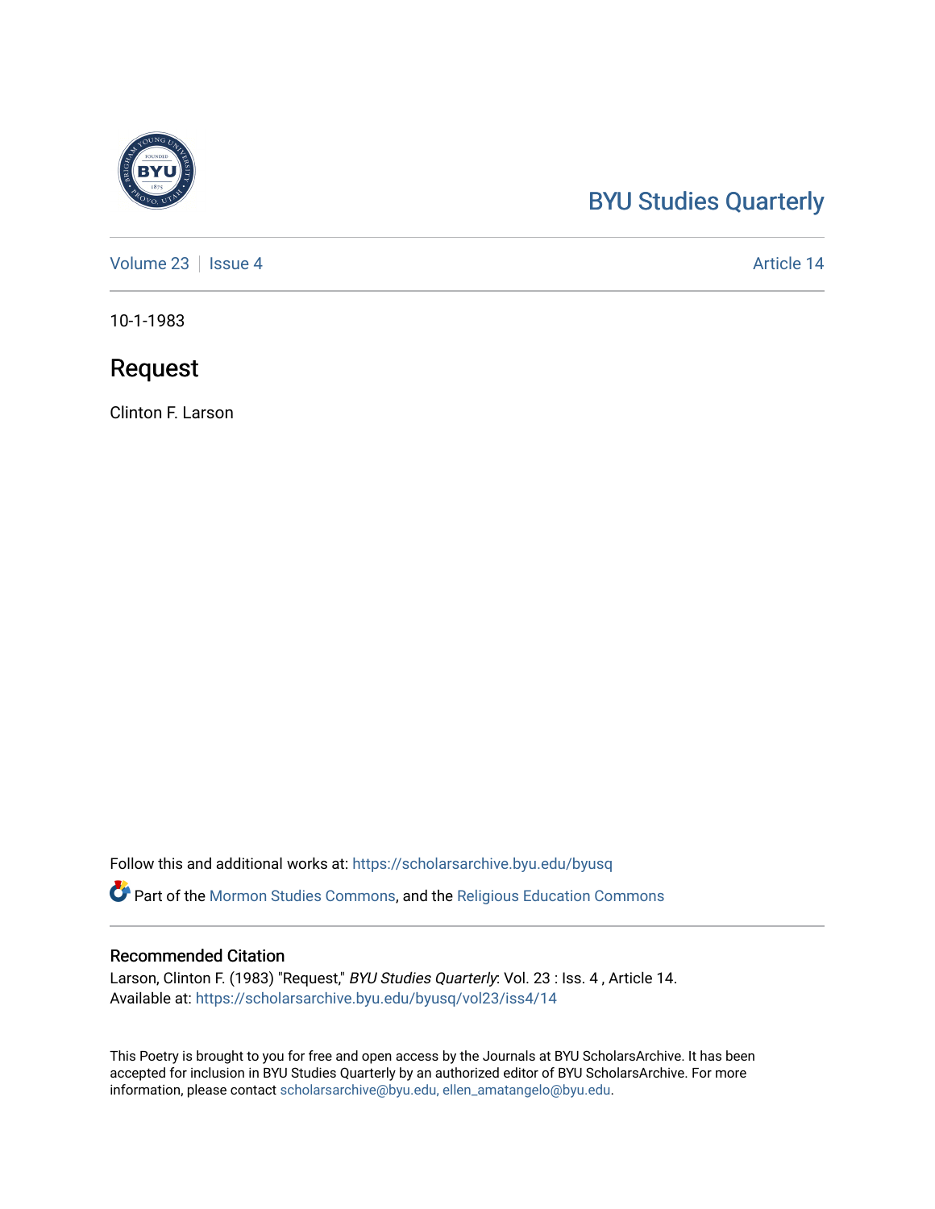BYU Studies Quarterly

Volume 23 | Issue 4 — Article 14

10-1-1983

# Request

Clinton F. Larson

Follow this and additional works at: https://scholarsarchive.byu.edu/byusq

Part of the Mormon Studies Commons, and the Religious Education Commons

## Recommended Citation

Larson, Clinton F. (1983) "Request," *BYU Studies Quarterly*: Vol. 23 : Iss. 4 , Article 14.
Available at: https://scholarsarchive.byu.edu/byusq/vol23/iss4/14

This Poetry is brought to you for free and open access by the Journals at BYU ScholarsArchive. It has been accepted for inclusion in BYU Studies Quarterly by an authorized editor of BYU ScholarsArchive. For more information, please contact scholarsarchive@byu.edu, ellen_amatangelo@byu.edu.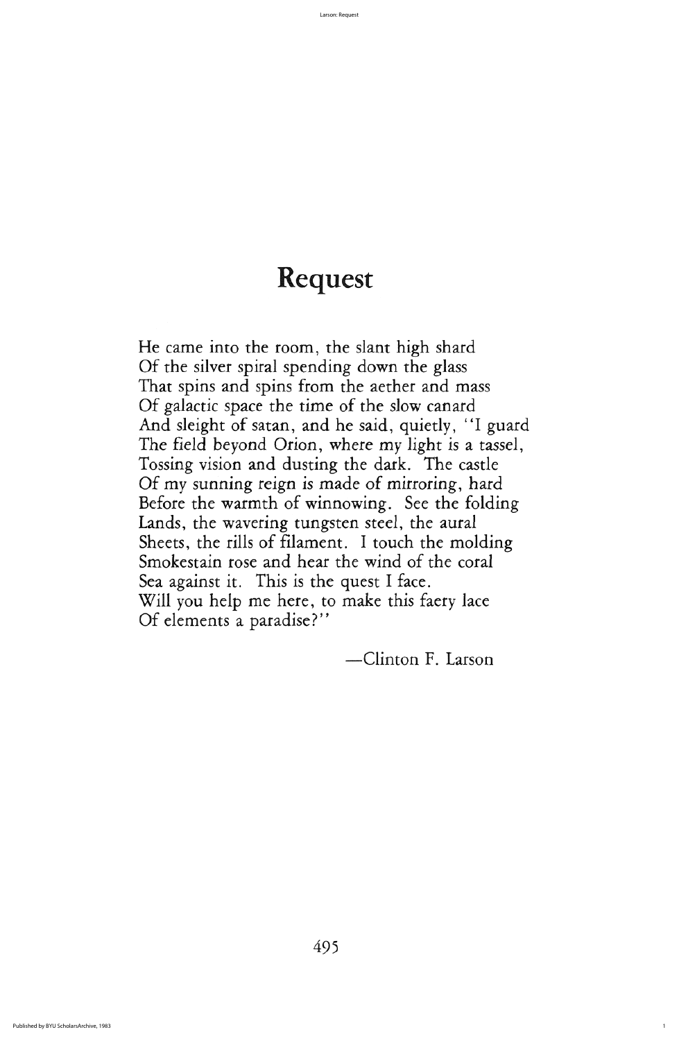# Request

He came into the room, the slant high shard  
Of the silver spiral spending down the glass  
That spins and spins from the aether and mass  
Of galactic space the time of the slow canard  
And sleight of satan, and he said, quietly, "I guard  
The field beyond Orion, where my light is a tassel,  
Tossing vision and dusting the dark. The castle  
Of my sunning reign is made of mirroring, hard  
Before the warmth of winnowing. See the folding  
Lands, the wavering tungsten steel, the aural  
Sheets, the rills of filament. I touch the molding  
Smokestain rose and hear the wind of the coral  
Sea against it. This is the quest I face.  
Will you help me here, to make this faery lace  
Of elements a paradise?"

—Clinton F. Larson